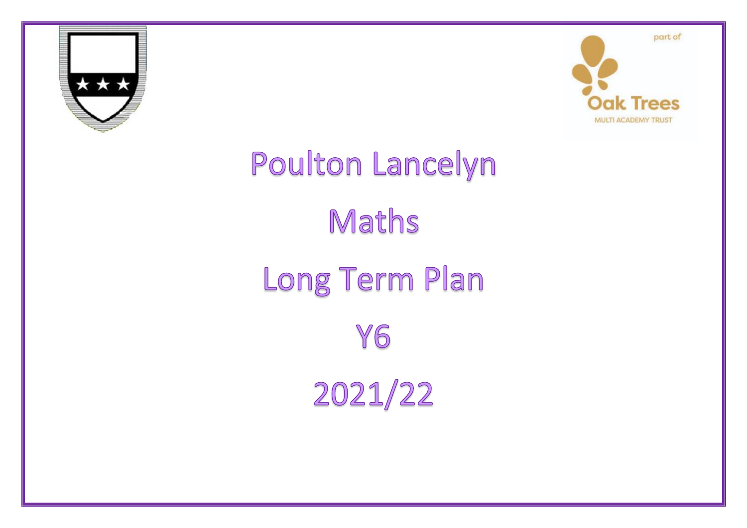part of

Oak Trees

MULTI ACADEMY TRUST

# Poulton Lancelyn

# Maths

# Long Term Plan

# Y6

# 2021/22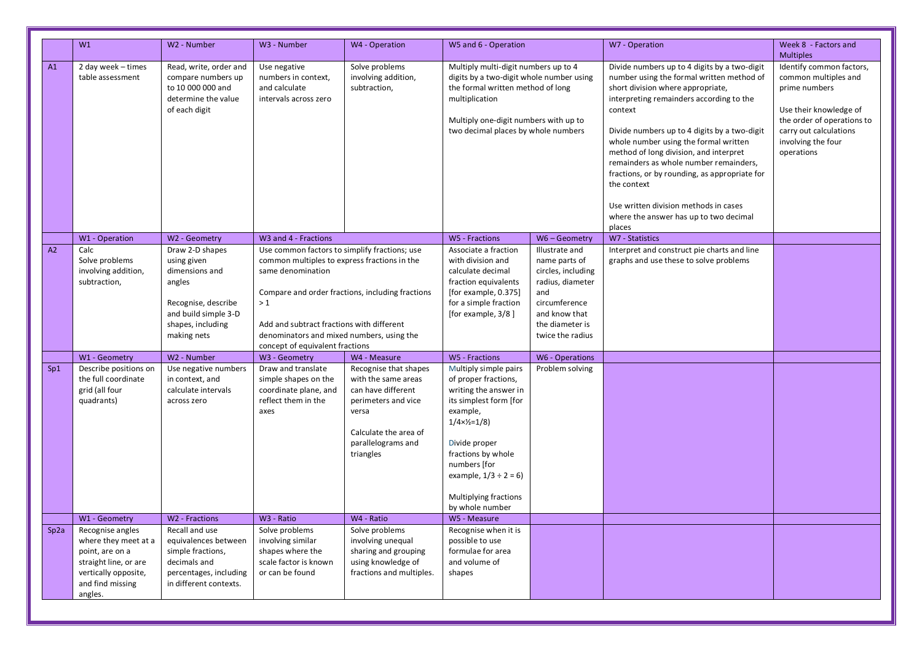| | W1 | W2 - Number | W3 - Number | W4 - Operation | W5 and 6 - Operation | | W7 - Operation | Week 8 - Factors and Multiples |
|---|---|---|---|---|---|---|---|---|
| A1 | 2 day week – times table assessment | Read, write, order and compare numbers up to 10 000 000 and determine the value of each digit | Use negative numbers in context, and calculate intervals across zero | Solve problems involving addition, subtraction, | Multiply multi-digit numbers up to 4 digits by a two-digit whole number using the formal written method of long multiplication<br><br>Multiply one-digit numbers with up to two decimal places by whole numbers | | Divide numbers up to 4 digits by a two-digit number using the formal written method of short division where appropriate, interpreting remainders according to the context<br><br>Divide numbers up to 4 digits by a two-digit whole number using the formal written method of long division, and interpret remainders as whole number remainders, fractions, or by rounding, as appropriate for the context<br><br>Use written division methods in cases where the answer has up to two decimal places | Identify common factors, common multiples and prime numbers<br><br>Use their knowledge of the order of operations to carry out calculations involving the four operations |
| | W1 - Operation | W2 - Geometry | W3 and 4 - Fractions | | W5 - Fractions | W6 – Geometry | W7 - Statistics | |
| A2 | Calc<br>Solve problems involving addition, subtraction, | Draw 2-D shapes using given dimensions and angles<br><br>Recognise, describe and build simple 3-D shapes, including making nets | Use common factors to simplify fractions; use common multiples to express fractions in the same denomination<br><br>Compare and order fractions, including fractions > 1<br><br>Add and subtract fractions with different denominators and mixed numbers, using the concept of equivalent fractions | | Associate a fraction with division and calculate decimal fraction equivalents [for example, 0.375] for a simple fraction [for example, 3/8 ] | Illustrate and name parts of circles, including radius, diameter and circumference and know that the diameter is twice the radius | Interpret and construct pie charts and line graphs and use these to solve problems | |
| | W1 - Geometry | W2 - Number | W3 - Geometry | W4 - Measure | W5 - Fractions | W6 - Operations | | |
| Sp1 | Describe positions on the full coordinate grid (all four quadrants) | Use negative numbers in context, and calculate intervals across zero | Draw and translate simple shapes on the coordinate plane, and reflect them in the axes | Recognise that shapes with the same areas can have different perimeters and vice versa<br><br>Calculate the area of parallelograms and triangles | Multiply simple pairs of proper fractions, writing the answer in its simplest form [for example, $1/4 \times ½ = 1/8$)<br><br>Divide proper fractions by whole numbers [for example, $1/3 \div 2 = 6$)<br><br>Multiplying fractions by whole number | Problem solving | | |
| | W1 - Geometry | W2 - Fractions | W3 - Ratio | W4 - Ratio | W5 - Measure | | | |
| Sp2a | Recognise angles where they meet at a point, are on a straight line, or are vertically opposite, and find missing angles. | Recall and use equivalences between simple fractions, decimals and percentages, including in different contexts. | Solve problems involving similar shapes where the scale factor is known or can be found | Solve problems involving unequal sharing and grouping using knowledge of fractions and multiples. | Recognise when it is possible to use formulae for area and volume of shapes | | | |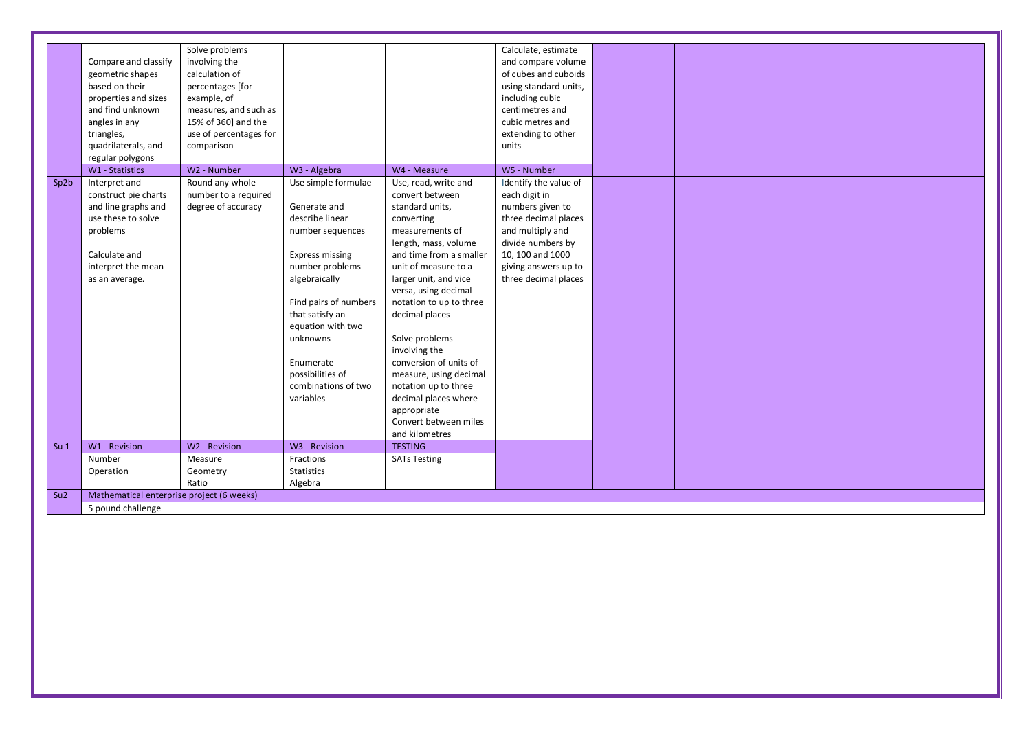| | | | | | | | | |
|---|---|---|---|---|---|---|---|---|
| | Compare and classify geometric shapes based on their properties and sizes and find unknown angles in any triangles, quadrilaterals, and regular polygons | Solve problems involving the calculation of percentages [for example, of measures, and such as 15% of 360] and the use of percentages for comparison | | | Calculate, estimate and compare volume of cubes and cuboids using standard units, including cubic centimetres and cubic metres and extending to other units | | | |
| | W1 - Statistics | W2 - Number | W3 - Algebra | W4 - Measure | W5 - Number | | | |
| Sp2b | Interpret and construct pie charts and line graphs and use these to solve problems<br><br>Calculate and interpret the mean as an average. | Round any whole number to a required degree of accuracy | Use simple formulae<br><br>Generate and describe linear number sequences<br><br>Express missing number problems algebraically<br><br>Find pairs of numbers that satisfy an equation with two unknowns<br><br>Enumerate possibilities of combinations of two variables | Use, read, write and convert between standard units, converting measurements of length, mass, volume and time from a smaller unit of measure to a larger unit, and vice versa, using decimal notation to up to three decimal places<br><br>Solve problems involving the conversion of units of measure, using decimal notation up to three decimal places where appropriate<br>Convert between miles and kilometres | Identify the value of each digit in numbers given to three decimal places and multiply and divide numbers by 10, 100 and 1000 giving answers up to three decimal places | | | |
| Su 1 | W1 - Revision | W2 - Revision | W3 - Revision | TESTING | | | | |
| | Number<br>Operation | Measure<br>Geometry<br>Ratio | Fractions<br>Statistics<br>Algebra | SATs Testing | | | | |
| Su2 | Mathematical enterprise project (6 weeks) | | | | | | | |
| | 5 pound challenge | | | | | | | |